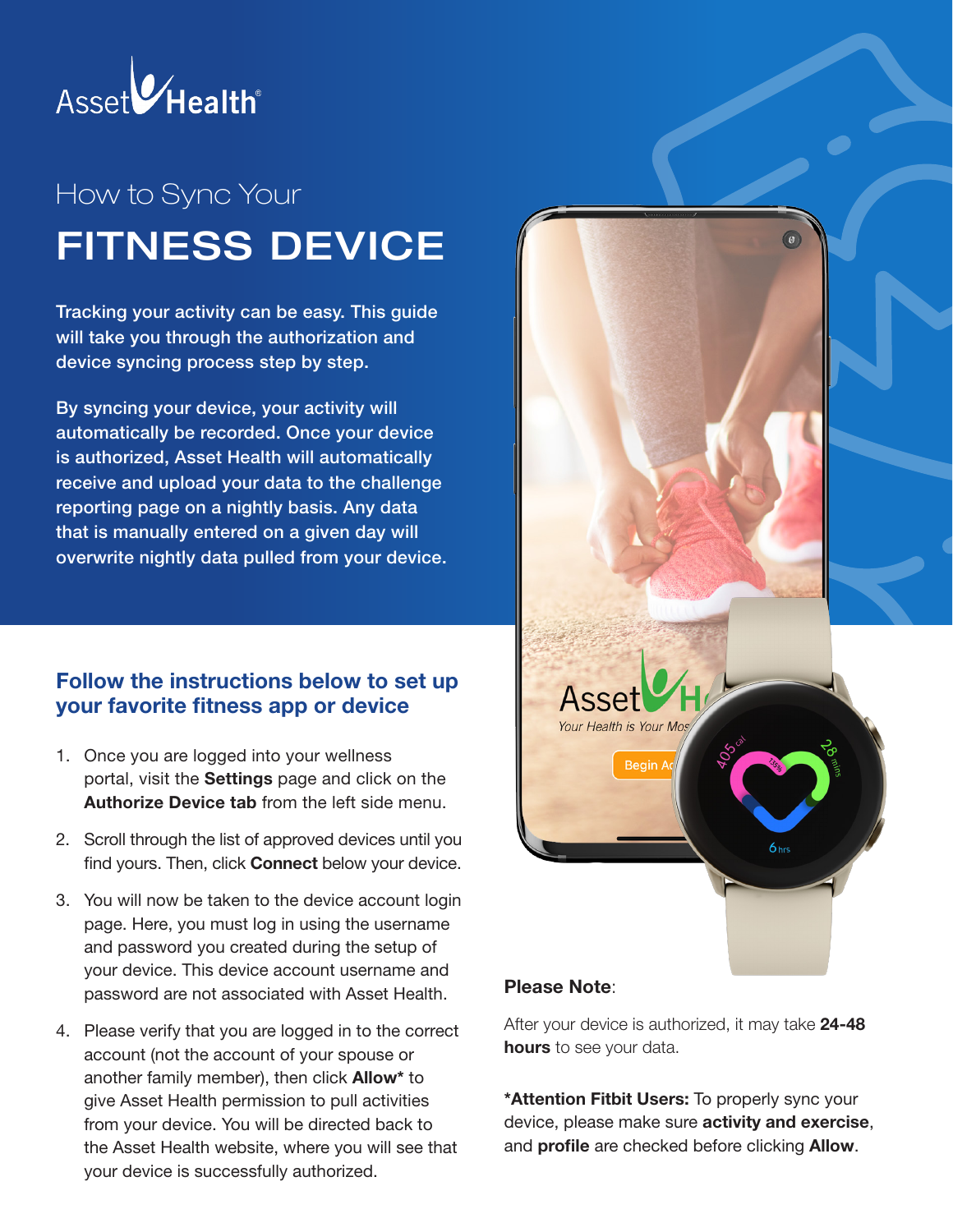Asset Health®

# How to Sync Your FITNESS DEVICE

Tracking your activity can be easy. This guide will take you through the authorization and device syncing process step by step.

By syncing your device, your activity will automatically be recorded. Once your device is authorized, Asset Health will automatically receive and upload your data to the challenge reporting page on a nightly basis. Any data that is manually entered on a given day will overwrite nightly data pulled from your device.

## Follow the instructions below to set up your favorite fitness app or device

1. Once you are logged into your wellness portal, visit the **Settings** page and click on the **Authorize Device tab** from the left side menu.
2. Scroll through the list of approved devices until you find yours. Then, click **Connect** below your device.
3. You will now be taken to the device account login page. Here, you must log in using the username and password you created during the setup of your device. This device account username and password are not associated with Asset Health.
4. Please verify that you are logged in to the correct account (not the account of your spouse or another family member), then click **Allow*** to give Asset Health permission to pull activities from your device. You will be directed back to the Asset Health website, where you will see that your device is successfully authorized.

**Please Note**:

After your device is authorized, it may take **24-48 hours** to see your data.

***Attention Fitbit Users:** To properly sync your device, please make sure **activity and exercise**, and **profile** are checked before clicking **Allow**.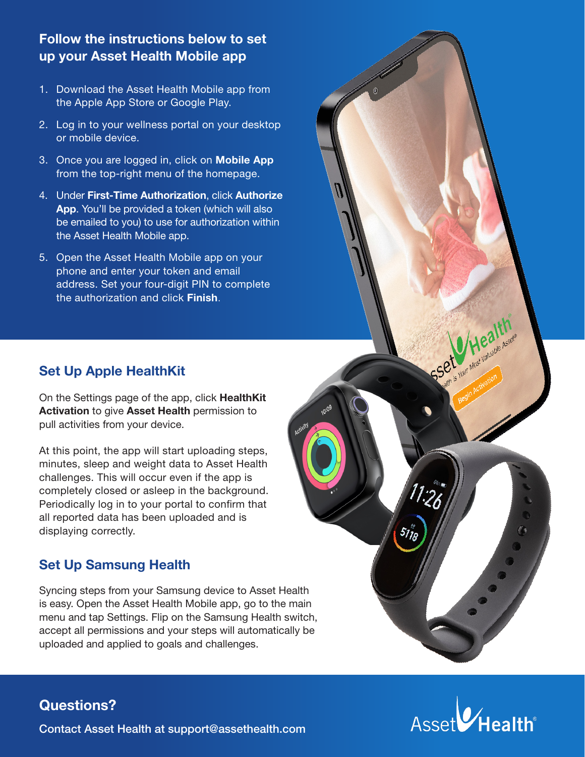## Follow the instructions below to set up your Asset Health Mobile app

1. Download the Asset Health Mobile app from the Apple App Store or Google Play.
2. Log in to your wellness portal on your desktop or mobile device.
3. Once you are logged in, click on **Mobile App** from the top-right menu of the homepage.
4. Under **First-Time Authorization**, click **Authorize App**. You'll be provided a token (which will also be emailed to you) to use for authorization within the Asset Health Mobile app.
5. Open the Asset Health Mobile app on your phone and enter your token and email address. Set your four-digit PIN to complete the authorization and click **Finish**.

## Set Up Apple HealthKit

On the Settings page of the app, click **HealthKit Activation** to give **Asset Health** permission to pull activities from your device.

At this point, the app will start uploading steps, minutes, sleep and weight data to Asset Health challenges. This will occur even if the app is completely closed or asleep in the background. Periodically log in to your portal to confirm that all reported data has been uploaded and is displaying correctly.

## Set Up Samsung Health

Syncing steps from your Samsung device to Asset Health is easy. Open the Asset Health Mobile app, go to the main menu and tap Settings. Flip on the Samsung Health switch, accept all permissions and your steps will automatically be uploaded and applied to goals and challenges.

## Questions?

Contact Asset Health at support@assethealth.com

Asset Health®